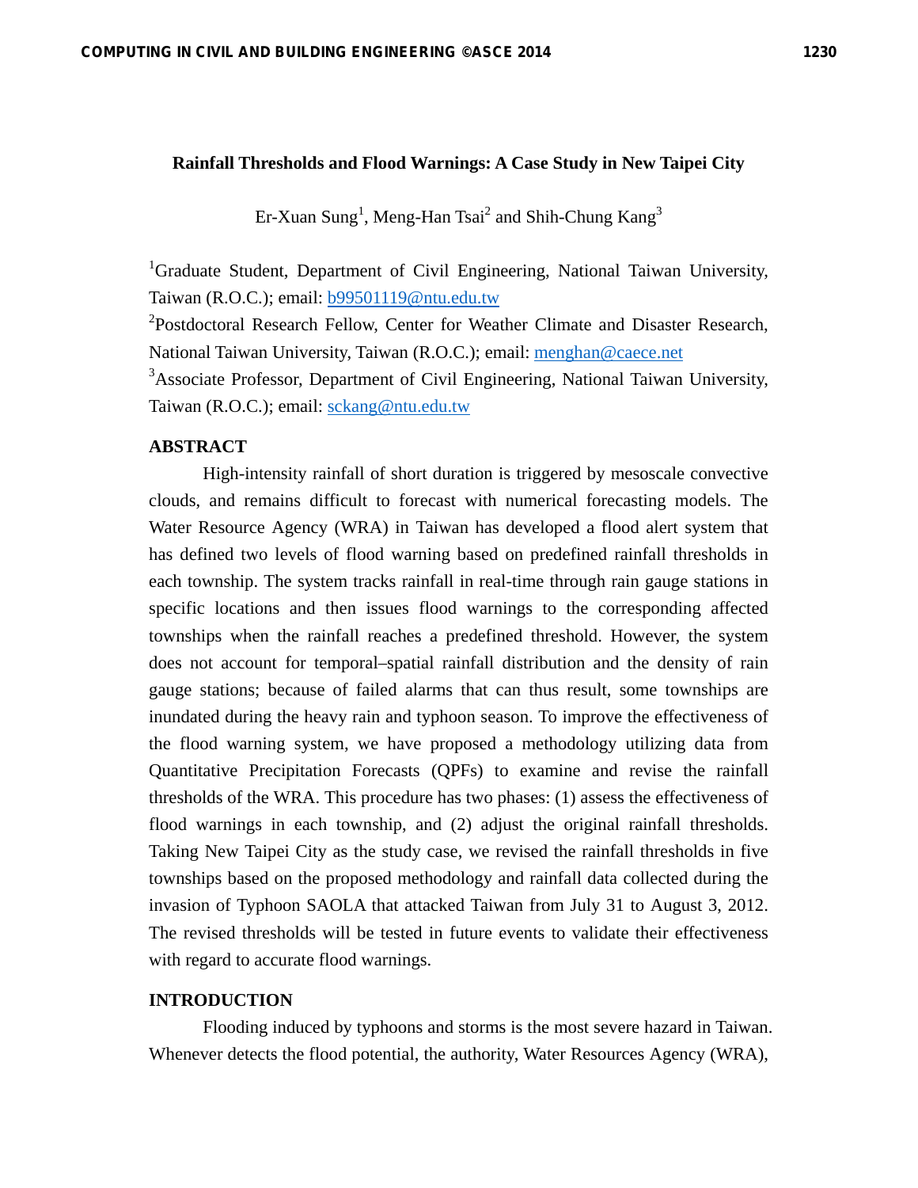# Rainfall Thresholds and Flood Warnings: A Case Study in New Taipei City

Er-Xuan Sung[1], Meng-Han Tsai[2] and Shih-Chung Kang[3]

[1]Graduate Student, Department of Civil Engineering, National Taiwan University, Taiwan (R.O.C.); email: b99501119@ntu.edu.tw

[2]Postdoctoral Research Fellow, Center for Weather Climate and Disaster Research, National Taiwan University, Taiwan (R.O.C.); email: menghan@caece.net

[3]Associate Professor, Department of Civil Engineering, National Taiwan University, Taiwan (R.O.C.); email: sckang@ntu.edu.tw

## ABSTRACT

High-intensity rainfall of short duration is triggered by mesoscale convective clouds, and remains difficult to forecast with numerical forecasting models. The Water Resource Agency (WRA) in Taiwan has developed a flood alert system that has defined two levels of flood warning based on predefined rainfall thresholds in each township. The system tracks rainfall in real-time through rain gauge stations in specific locations and then issues flood warnings to the corresponding affected townships when the rainfall reaches a predefined threshold. However, the system does not account for temporal–spatial rainfall distribution and the density of rain gauge stations; because of failed alarms that can thus result, some townships are inundated during the heavy rain and typhoon season. To improve the effectiveness of the flood warning system, we have proposed a methodology utilizing data from Quantitative Precipitation Forecasts (QPFs) to examine and revise the rainfall thresholds of the WRA. This procedure has two phases: (1) assess the effectiveness of flood warnings in each township, and (2) adjust the original rainfall thresholds. Taking New Taipei City as the study case, we revised the rainfall thresholds in five townships based on the proposed methodology and rainfall data collected during the invasion of Typhoon SAOLA that attacked Taiwan from July 31 to August 3, 2012. The revised thresholds will be tested in future events to validate their effectiveness with regard to accurate flood warnings.

## INTRODUCTION

Flooding induced by typhoons and storms is the most severe hazard in Taiwan. Whenever detects the flood potential, the authority, Water Resources Agency (WRA),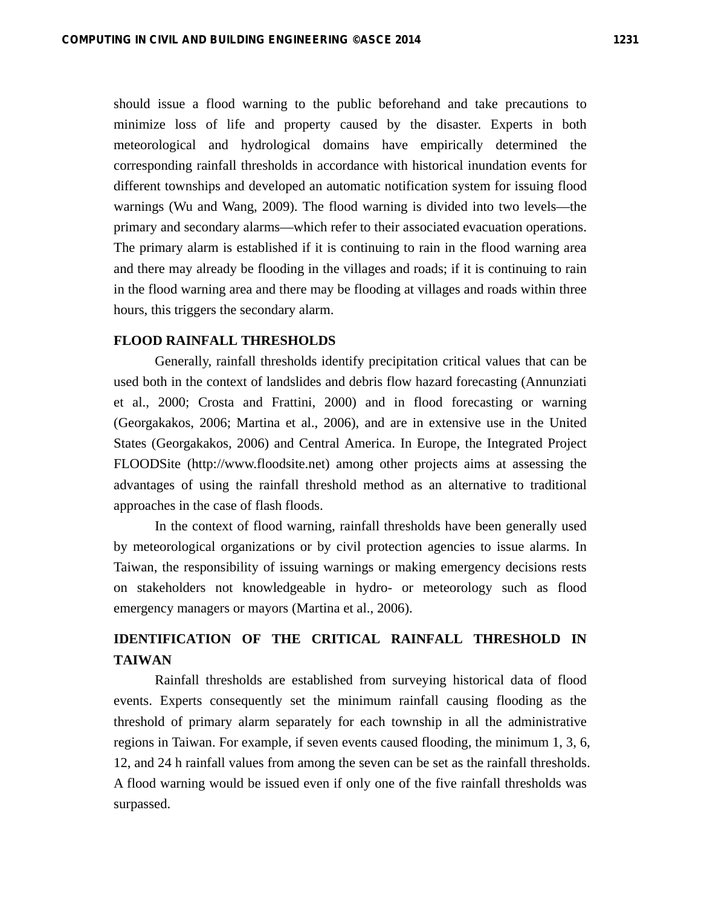should issue a flood warning to the public beforehand and take precautions to minimize loss of life and property caused by the disaster. Experts in both meteorological and hydrological domains have empirically determined the corresponding rainfall thresholds in accordance with historical inundation events for different townships and developed an automatic notification system for issuing flood warnings (Wu and Wang, 2009). The flood warning is divided into two levels—the primary and secondary alarms—which refer to their associated evacuation operations. The primary alarm is established if it is continuing to rain in the flood warning area and there may already be flooding in the villages and roads; if it is continuing to rain in the flood warning area and there may be flooding at villages and roads within three hours, this triggers the secondary alarm.

## FLOOD RAINFALL THRESHOLDS

Generally, rainfall thresholds identify precipitation critical values that can be used both in the context of landslides and debris flow hazard forecasting (Annunziati et al., 2000; Crosta and Frattini, 2000) and in flood forecasting or warning (Georgakakos, 2006; Martina et al., 2006), and are in extensive use in the United States (Georgakakos, 2006) and Central America. In Europe, the Integrated Project FLOODSite (http://www.floodsite.net) among other projects aims at assessing the advantages of using the rainfall threshold method as an alternative to traditional approaches in the case of flash floods.

In the context of flood warning, rainfall thresholds have been generally used by meteorological organizations or by civil protection agencies to issue alarms. In Taiwan, the responsibility of issuing warnings or making emergency decisions rests on stakeholders not knowledgeable in hydro- or meteorology such as flood emergency managers or mayors (Martina et al., 2006).

## IDENTIFICATION OF THE CRITICAL RAINFALL THRESHOLD IN TAIWAN

Rainfall thresholds are established from surveying historical data of flood events. Experts consequently set the minimum rainfall causing flooding as the threshold of primary alarm separately for each township in all the administrative regions in Taiwan. For example, if seven events caused flooding, the minimum 1, 3, 6, 12, and 24 h rainfall values from among the seven can be set as the rainfall thresholds. A flood warning would be issued even if only one of the five rainfall thresholds was surpassed.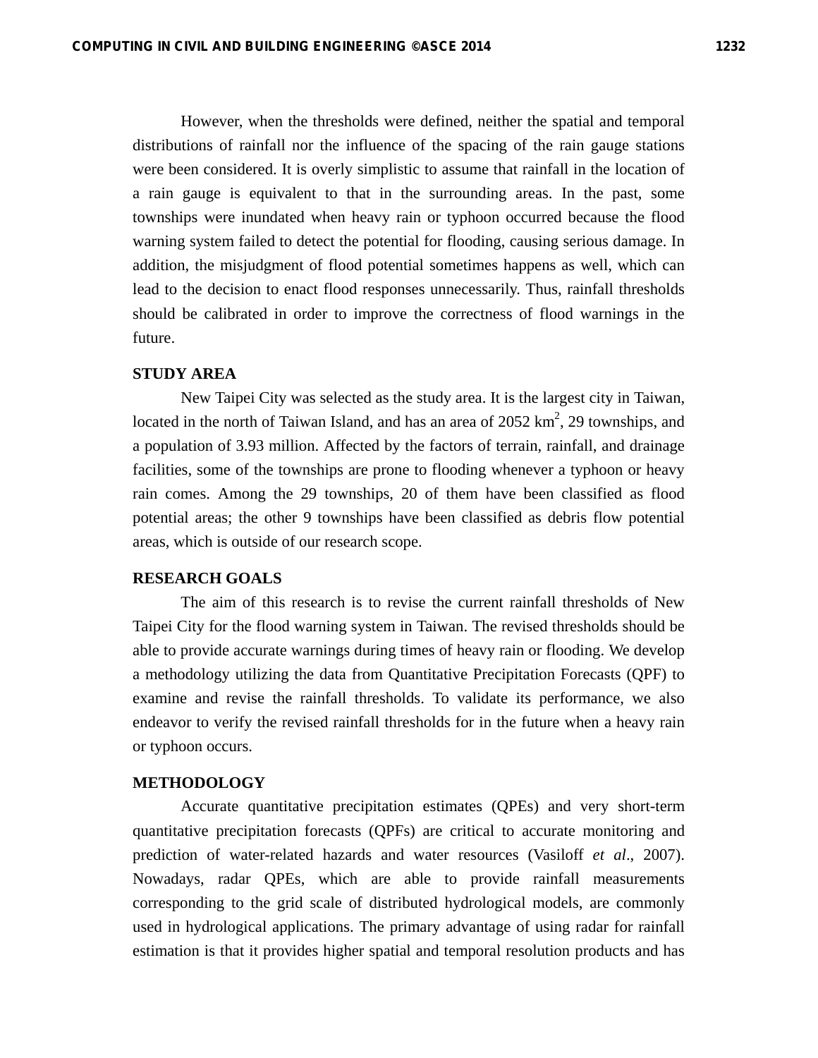However, when the thresholds were defined, neither the spatial and temporal distributions of rainfall nor the influence of the spacing of the rain gauge stations were been considered. It is overly simplistic to assume that rainfall in the location of a rain gauge is equivalent to that in the surrounding areas. In the past, some townships were inundated when heavy rain or typhoon occurred because the flood warning system failed to detect the potential for flooding, causing serious damage. In addition, the misjudgment of flood potential sometimes happens as well, which can lead to the decision to enact flood responses unnecessarily. Thus, rainfall thresholds should be calibrated in order to improve the correctness of flood warnings in the future.

## STUDY AREA

New Taipei City was selected as the study area. It is the largest city in Taiwan, located in the north of Taiwan Island, and has an area of 2052 $km^2$, 29 townships, and a population of 3.93 million. Affected by the factors of terrain, rainfall, and drainage facilities, some of the townships are prone to flooding whenever a typhoon or heavy rain comes. Among the 29 townships, 20 of them have been classified as flood potential areas; the other 9 townships have been classified as debris flow potential areas, which is outside of our research scope.

## RESEARCH GOALS

The aim of this research is to revise the current rainfall thresholds of New Taipei City for the flood warning system in Taiwan. The revised thresholds should be able to provide accurate warnings during times of heavy rain or flooding. We develop a methodology utilizing the data from Quantitative Precipitation Forecasts (QPF) to examine and revise the rainfall thresholds. To validate its performance, we also endeavor to verify the revised rainfall thresholds for in the future when a heavy rain or typhoon occurs.

## METHODOLOGY

Accurate quantitative precipitation estimates (QPEs) and very short-term quantitative precipitation forecasts (QPFs) are critical to accurate monitoring and prediction of water-related hazards and water resources (Vasiloff *et al*., 2007). Nowadays, radar QPEs, which are able to provide rainfall measurements corresponding to the grid scale of distributed hydrological models, are commonly used in hydrological applications. The primary advantage of using radar for rainfall estimation is that it provides higher spatial and temporal resolution products and has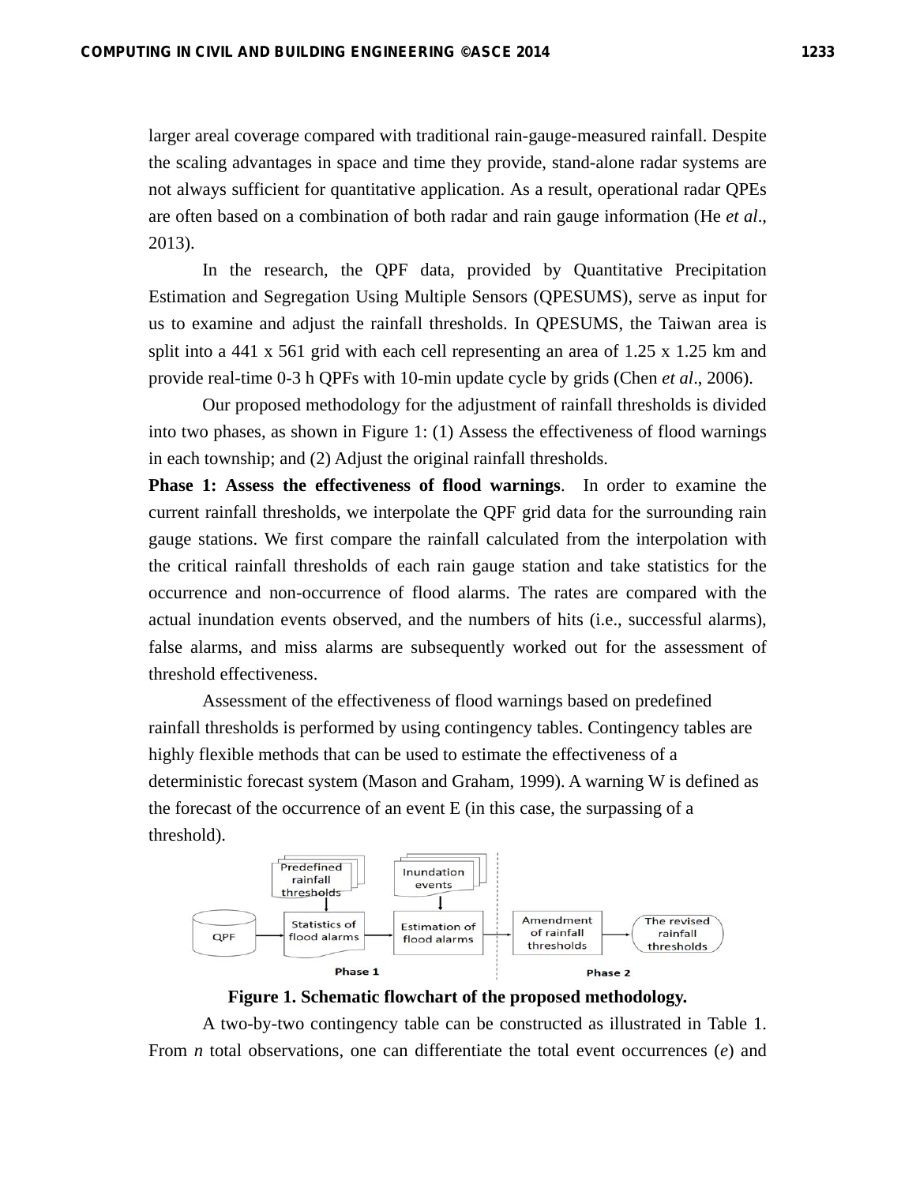larger areal coverage compared with traditional rain-gauge-measured rainfall. Despite the scaling advantages in space and time they provide, stand-alone radar systems are not always sufficient for quantitative application. As a result, operational radar QPEs are often based on a combination of both radar and rain gauge information (He *et al*., 2013).

In the research, the QPF data, provided by Quantitative Precipitation Estimation and Segregation Using Multiple Sensors (QPESUMS), serve as input for us to examine and adjust the rainfall thresholds. In QPESUMS, the Taiwan area is split into a 441 x 561 grid with each cell representing an area of 1.25 x 1.25 km and provide real-time 0-3 h QPFs with 10-min update cycle by grids (Chen *et al*., 2006).

Our proposed methodology for the adjustment of rainfall thresholds is divided into two phases, as shown in Figure 1: (1) Assess the effectiveness of flood warnings in each township; and (2) Adjust the original rainfall thresholds.

**Phase 1: Assess the effectiveness of flood warnings**. In order to examine the current rainfall thresholds, we interpolate the QPF grid data for the surrounding rain gauge stations. We first compare the rainfall calculated from the interpolation with the critical rainfall thresholds of each rain gauge station and take statistics for the occurrence and non-occurrence of flood alarms. The rates are compared with the actual inundation events observed, and the numbers of hits (i.e., successful alarms), false alarms, and miss alarms are subsequently worked out for the assessment of threshold effectiveness.

Assessment of the effectiveness of flood warnings based on predefined rainfall thresholds is performed by using contingency tables. Contingency tables are highly flexible methods that can be used to estimate the effectiveness of a deterministic forecast system (Mason and Graham, 1999). A warning W is defined as the forecast of the occurrence of an event E (in this case, the surpassing of a threshold).

**Figure 1. Schematic flowchart of the proposed methodology.**

A two-by-two contingency table can be constructed as illustrated in Table 1. From $n$ total observations, one can differentiate the total event occurrences ($e$) and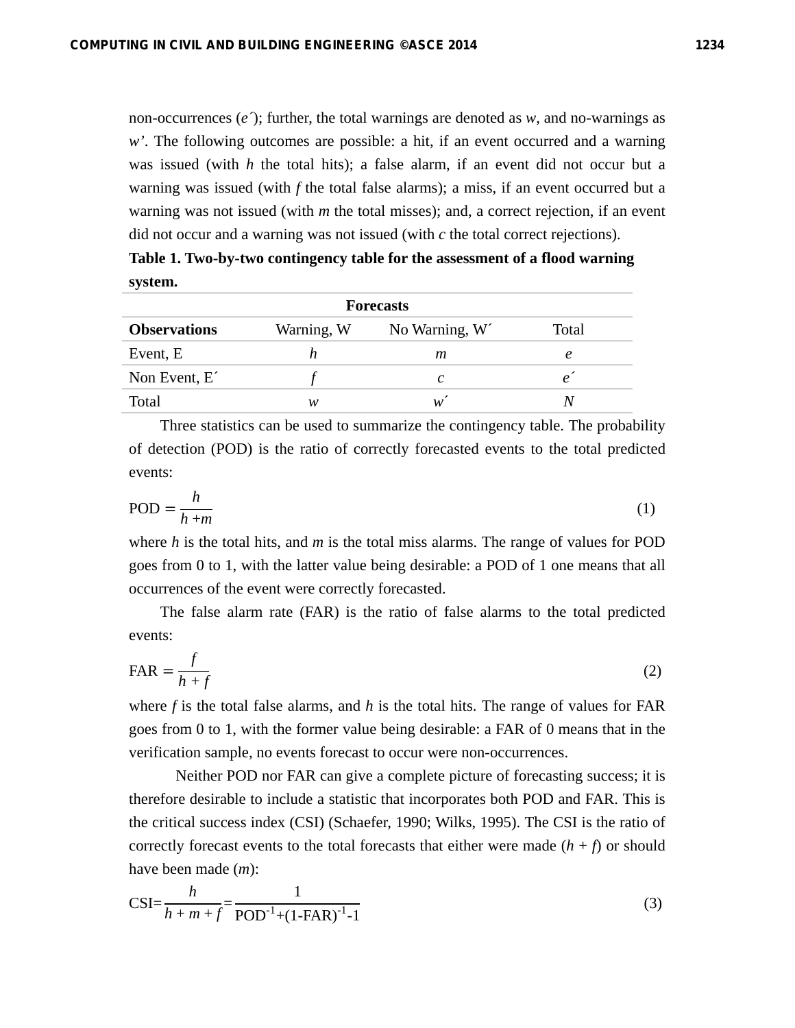non-occurrences ($e'$); further, the total warnings are denoted as $w$, and no-warnings as $w'$. The following outcomes are possible: a hit, if an event occurred and a warning was issued (with $h$ the total hits); a false alarm, if an event did not occur but a warning was issued (with $f$ the total false alarms); a miss, if an event occurred but a warning was not issued (with $m$ the total misses); and, a correct rejection, if an event did not occur and a warning was not issued (with $c$ the total correct rejections).

**Table 1. Two-by-two contingency table for the assessment of a flood warning system.**

| | Forecasts | | |
|---|---|---|---|
| **Observations** | Warning, W | No Warning, W´ | Total |
| Event, E | $h$ | $m$ | $e$ |
| Non Event, E´ | $f$ | $c$ | $e'$ |
| Total | $w$ | $w'$ | $N$ |

Three statistics can be used to summarize the contingency table. The probability of detection (POD) is the ratio of correctly forecasted events to the total predicted events:

$$\text{POD} = \frac{h}{h+m} \tag{1}$$

where $h$ is the total hits, and $m$ is the total miss alarms. The range of values for POD goes from 0 to 1, with the latter value being desirable: a POD of 1 one means that all occurrences of the event were correctly forecasted.

The false alarm rate (FAR) is the ratio of false alarms to the total predicted events:

$$\text{FAR} = \frac{f}{h+f} \tag{2}$$

where $f$ is the total false alarms, and $h$ is the total hits. The range of values for FAR goes from 0 to 1, with the former value being desirable: a FAR of 0 means that in the verification sample, no events forecast to occur were non-occurrences.

Neither POD nor FAR can give a complete picture of forecasting success; it is therefore desirable to include a statistic that incorporates both POD and FAR. This is the critical success index (CSI) (Schaefer, 1990; Wilks, 1995). The CSI is the ratio of correctly forecast events to the total forecasts that either were made ($h + f$) or should have been made ($m$):

$$\text{CSI} = \frac{h}{h+m+f} = \frac{1}{\text{POD}^{-1} + (1-\text{FAR})^{-1} - 1} \tag{3}$$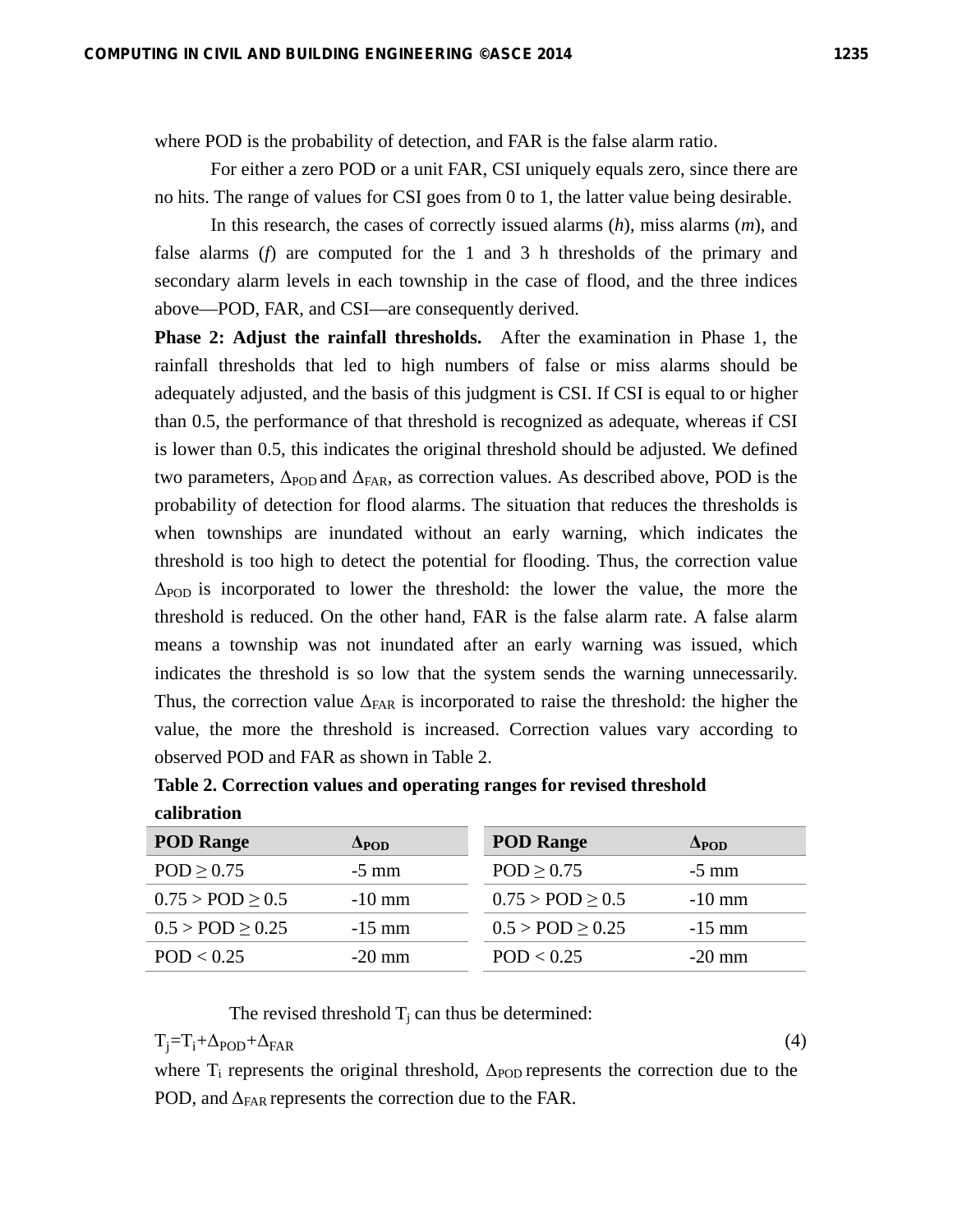where POD is the probability of detection, and FAR is the false alarm ratio.

For either a zero POD or a unit FAR, CSI uniquely equals zero, since there are no hits. The range of values for CSI goes from 0 to 1, the latter value being desirable.

In this research, the cases of correctly issued alarms (*h*), miss alarms (*m*), and false alarms (*f*) are computed for the 1 and 3 h thresholds of the primary and secondary alarm levels in each township in the case of flood, and the three indices above—POD, FAR, and CSI—are consequently derived.

**Phase 2: Adjust the rainfall thresholds.** After the examination in Phase 1, the rainfall thresholds that led to high numbers of false or miss alarms should be adequately adjusted, and the basis of this judgment is CSI. If CSI is equal to or higher than 0.5, the performance of that threshold is recognized as adequate, whereas if CSI is lower than 0.5, this indicates the original threshold should be adjusted. We defined two parameters, $\Delta_{POD}$ and $\Delta_{FAR}$, as correction values. As described above, POD is the probability of detection for flood alarms. The situation that reduces the thresholds is when townships are inundated without an early warning, which indicates the threshold is too high to detect the potential for flooding. Thus, the correction value $\Delta_{POD}$ is incorporated to lower the threshold: the lower the value, the more the threshold is reduced. On the other hand, FAR is the false alarm rate. A false alarm means a township was not inundated after an early warning was issued, which indicates the threshold is so low that the system sends the warning unnecessarily. Thus, the correction value $\Delta_{FAR}$ is incorporated to raise the threshold: the higher the value, the more the threshold is increased. Correction values vary according to observed POD and FAR as shown in Table 2.

**Table 2. Correction values and operating ranges for revised threshold calibration**

| POD Range | $\Delta_{POD}$ | POD Range | $\Delta_{POD}$ |
|---|---|---|---|
| POD ≥ 0.75 | -5 mm | POD ≥ 0.75 | -5 mm |
| 0.75 > POD ≥ 0.5 | -10 mm | 0.75 > POD ≥ 0.5 | -10 mm |
| 0.5 > POD ≥ 0.25 | -15 mm | 0.5 > POD ≥ 0.25 | -15 mm |
| POD < 0.25 | -20 mm | POD < 0.25 | -20 mm |

The revised threshold $T_j$ can thus be determined:

$$T_j = T_i + \Delta_{POD} + \Delta_{FAR} \tag{4}$$

where $T_i$ represents the original threshold, $\Delta_{POD}$ represents the correction due to the POD, and $\Delta_{FAR}$ represents the correction due to the FAR.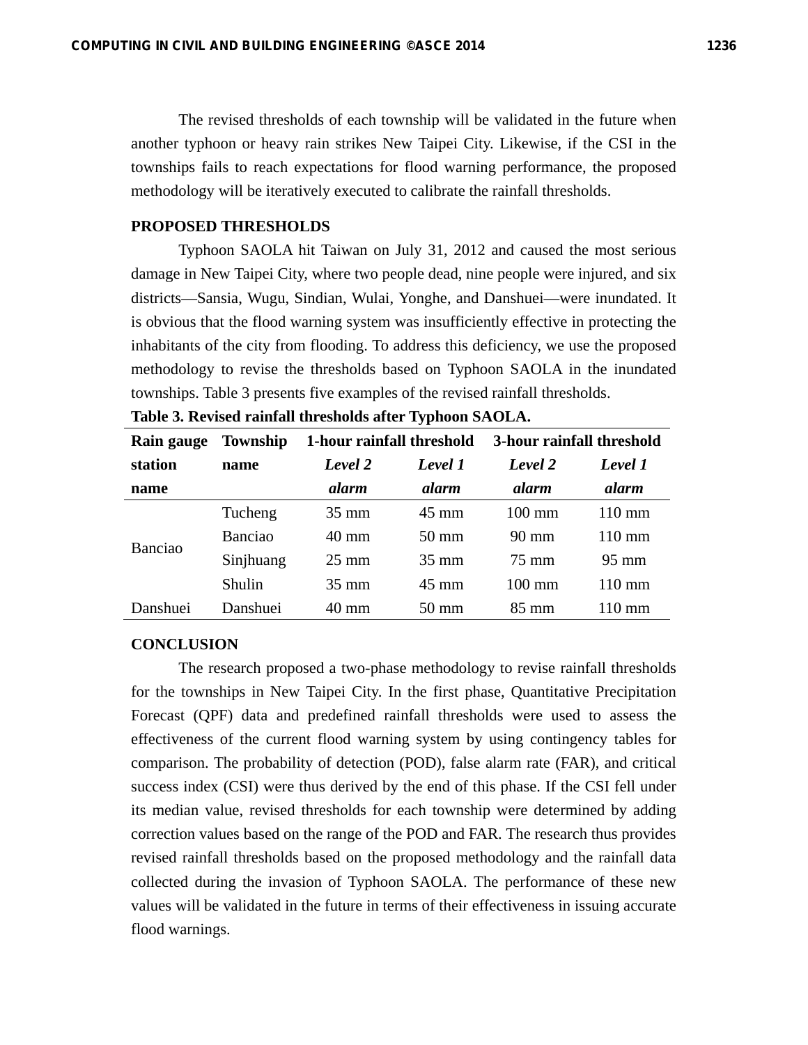The revised thresholds of each township will be validated in the future when another typhoon or heavy rain strikes New Taipei City. Likewise, if the CSI in the townships fails to reach expectations for flood warning performance, the proposed methodology will be iteratively executed to calibrate the rainfall thresholds.

## PROPOSED THRESHOLDS

Typhoon SAOLA hit Taiwan on July 31, 2012 and caused the most serious damage in New Taipei City, where two people dead, nine people were injured, and six districts—Sansia, Wugu, Sindian, Wulai, Yonghe, and Danshuei—were inundated. It is obvious that the flood warning system was insufficiently effective in protecting the inhabitants of the city from flooding. To address this deficiency, we use the proposed methodology to revise the thresholds based on Typhoon SAOLA in the inundated townships. Table 3 presents five examples of the revised rainfall thresholds.

**Table 3. Revised rainfall thresholds after Typhoon SAOLA.**

| Rain gauge station name | Township name | 1-hour rainfall threshold | | 3-hour rainfall threshold | |
|---|---|---|---|---|---|
| | | ***Level 2 alarm*** | ***Level 1 alarm*** | ***Level 2 alarm*** | ***Level 1 alarm*** |
| Banciao | Tucheng | 35 mm | 45 mm | 100 mm | 110 mm |
| | Banciao | 40 mm | 50 mm | 90 mm | 110 mm |
| | Sinjhuang | 25 mm | 35 mm | 75 mm | 95 mm |
| | Shulin | 35 mm | 45 mm | 100 mm | 110 mm |
| Danshuei | Danshuei | 40 mm | 50 mm | 85 mm | 110 mm |

## CONCLUSION

The research proposed a two-phase methodology to revise rainfall thresholds for the townships in New Taipei City. In the first phase, Quantitative Precipitation Forecast (QPF) data and predefined rainfall thresholds were used to assess the effectiveness of the current flood warning system by using contingency tables for comparison. The probability of detection (POD), false alarm rate (FAR), and critical success index (CSI) were thus derived by the end of this phase. If the CSI fell under its median value, revised thresholds for each township were determined by adding correction values based on the range of the POD and FAR. The research thus provides revised rainfall thresholds based on the proposed methodology and the rainfall data collected during the invasion of Typhoon SAOLA. The performance of these new values will be validated in the future in terms of their effectiveness in issuing accurate flood warnings.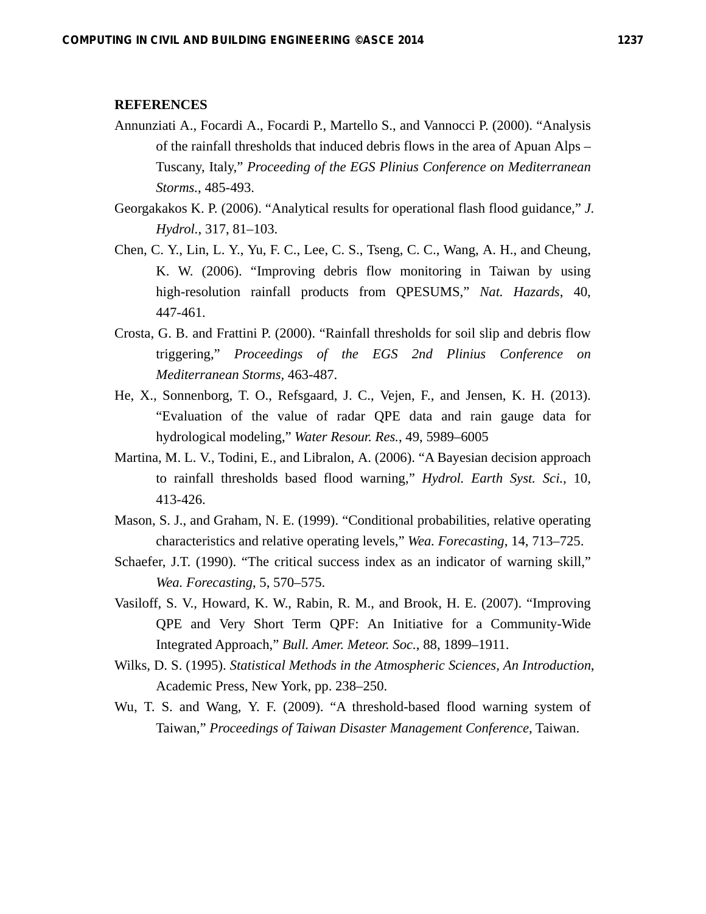## REFERENCES

Annunziati A., Focardi A., Focardi P., Martello S., and Vannocci P. (2000). "Analysis of the rainfall thresholds that induced debris flows in the area of Apuan Alps – Tuscany, Italy," *Proceeding of the EGS Plinius Conference on Mediterranean Storms.*, 485-493.

Georgakakos K. P. (2006). "Analytical results for operational flash flood guidance," *J. Hydrol.*, 317, 81–103.

Chen, C. Y., Lin, L. Y., Yu, F. C., Lee, C. S., Tseng, C. C., Wang, A. H., and Cheung, K. W. (2006). "Improving debris flow monitoring in Taiwan by using high-resolution rainfall products from QPESUMS," *Nat. Hazards*, 40, 447-461.

Crosta, G. B. and Frattini P. (2000). "Rainfall thresholds for soil slip and debris flow triggering," *Proceedings of the EGS 2nd Plinius Conference on Mediterranean Storms*, 463-487.

He, X., Sonnenborg, T. O., Refsgaard, J. C., Vejen, F., and Jensen, K. H. (2013). "Evaluation of the value of radar QPE data and rain gauge data for hydrological modeling," *Water Resour. Res.*, 49, 5989–6005

Martina, M. L. V., Todini, E., and Libralon, A. (2006). "A Bayesian decision approach to rainfall thresholds based flood warning," *Hydrol. Earth Syst. Sci.*, 10, 413-426.

Mason, S. J., and Graham, N. E. (1999). "Conditional probabilities, relative operating characteristics and relative operating levels," *Wea. Forecasting*, 14, 713–725.

Schaefer, J.T. (1990). "The critical success index as an indicator of warning skill," *Wea. Forecasting*, 5, 570–575.

Vasiloff, S. V., Howard, K. W., Rabin, R. M., and Brook, H. E. (2007). "Improving QPE and Very Short Term QPF: An Initiative for a Community-Wide Integrated Approach," *Bull. Amer. Meteor. Soc.*, 88, 1899–1911.

Wilks, D. S. (1995). *Statistical Methods in the Atmospheric Sciences, An Introduction*, Academic Press, New York, pp. 238–250.

Wu, T. S. and Wang, Y. F. (2009). "A threshold-based flood warning system of Taiwan," *Proceedings of Taiwan Disaster Management Conference*, Taiwan.